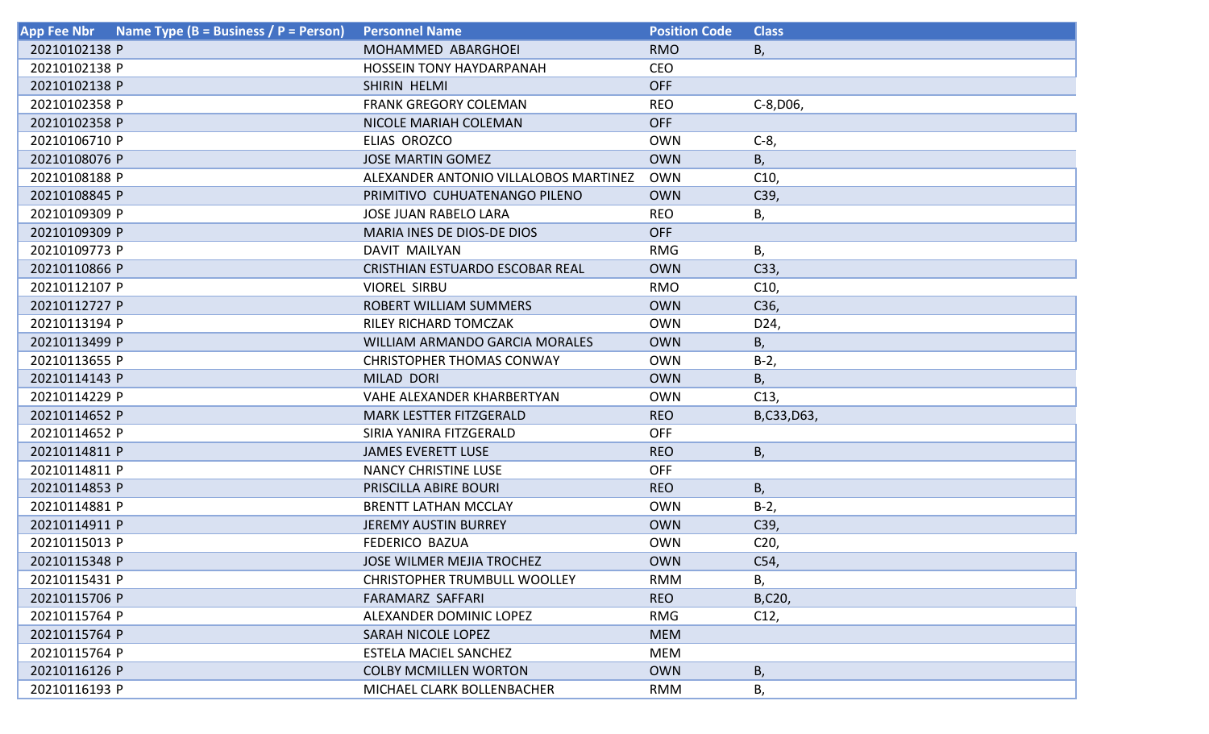| App Fee Nbr | Name Type (B = Business / P = Person) | Personnel Name | Position Code | Class |
| --- | --- | --- | --- | --- |
| 20210102138 | P | MOHAMMED ABARGHOEI | RMO | B, |
| 20210102138 | P | HOSSEIN TONY HAYDARPANAH | CEO | |
| 20210102138 | P | SHIRIN HELMI | OFF | |
| 20210102358 | P | FRANK GREGORY COLEMAN | REO | C-8,D06, |
| 20210102358 | P | NICOLE MARIAH COLEMAN | OFF | |
| 20210106710 | P | ELIAS OROZCO | OWN | C-8, |
| 20210108076 | P | JOSE MARTIN GOMEZ | OWN | B, |
| 20210108188 | P | ALEXANDER ANTONIO VILLALOBOS MARTINEZ | OWN | C10, |
| 20210108845 | P | PRIMITIVO CUHUATENANGO PILENO | OWN | C39, |
| 20210109309 | P | JOSE JUAN RABELO LARA | REO | B, |
| 20210109309 | P | MARIA INES DE DIOS-DE DIOS | OFF | |
| 20210109773 | P | DAVIT MAILYAN | RMG | B, |
| 20210110866 | P | CRISTHIAN ESTUARDO ESCOBAR REAL | OWN | C33, |
| 20210112107 | P | VIOREL SIRBU | RMO | C10, |
| 20210112727 | P | ROBERT WILLIAM SUMMERS | OWN | C36, |
| 20210113194 | P | RILEY RICHARD TOMCZAK | OWN | D24, |
| 20210113499 | P | WILLIAM ARMANDO GARCIA MORALES | OWN | B, |
| 20210113655 | P | CHRISTOPHER THOMAS CONWAY | OWN | B-2, |
| 20210114143 | P | MILAD DORI | OWN | B, |
| 20210114229 | P | VAHE ALEXANDER KHARBERTYAN | OWN | C13, |
| 20210114652 | P | MARK LESTTER FITZGERALD | REO | B,C33,D63, |
| 20210114652 | P | SIRIA YANIRA FITZGERALD | OFF | |
| 20210114811 | P | JAMES EVERETT LUSE | REO | B, |
| 20210114811 | P | NANCY CHRISTINE LUSE | OFF | |
| 20210114853 | P | PRISCILLA ABIRE BOURI | REO | B, |
| 20210114881 | P | BRENTT LATHAN MCCLAY | OWN | B-2, |
| 20210114911 | P | JEREMY AUSTIN BURREY | OWN | C39, |
| 20210115013 | P | FEDERICO BAZUA | OWN | C20, |
| 20210115348 | P | JOSE WILMER MEJIA TROCHEZ | OWN | C54, |
| 20210115431 | P | CHRISTOPHER TRUMBULL WOOLLEY | RMM | B, |
| 20210115706 | P | FARAMARZ SAFFARI | REO | B,C20, |
| 20210115764 | P | ALEXANDER DOMINIC LOPEZ | RMG | C12, |
| 20210115764 | P | SARAH NICOLE LOPEZ | MEM | |
| 20210115764 | P | ESTELA MACIEL SANCHEZ | MEM | |
| 20210116126 | P | COLBY MCMILLEN WORTON | OWN | B, |
| 20210116193 | P | MICHAEL CLARK BOLLENBACHER | RMM | B, |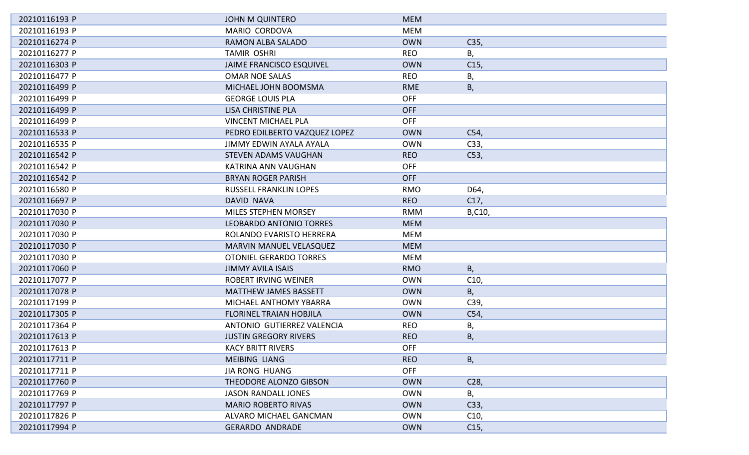| | | | |
|---|---|---|---|
| 20210116193 P | JOHN M QUINTERO | MEM | |
| 20210116193 P | MARIO CORDOVA | MEM | |
| 20210116274 P | RAMON ALBA SALADO | OWN | C35, |
| 20210116277 P | TAMIR OSHRI | REO | B, |
| 20210116303 P | JAIME FRANCISCO ESQUIVEL | OWN | C15, |
| 20210116477 P | OMAR NOE SALAS | REO | B, |
| 20210116499 P | MICHAEL JOHN BOOMSMA | RME | B, |
| 20210116499 P | GEORGE LOUIS PLA | OFF | |
| 20210116499 P | LISA CHRISTINE PLA | OFF | |
| 20210116499 P | VINCENT MICHAEL PLA | OFF | |
| 20210116533 P | PEDRO EDILBERTO VAZQUEZ LOPEZ | OWN | C54, |
| 20210116535 P | JIMMY EDWIN AYALA AYALA | OWN | C33, |
| 20210116542 P | STEVEN ADAMS VAUGHAN | REO | C53, |
| 20210116542 P | KATRINA ANN VAUGHAN | OFF | |
| 20210116542 P | BRYAN ROGER PARISH | OFF | |
| 20210116580 P | RUSSELL FRANKLIN LOPES | RMO | D64, |
| 20210116697 P | DAVID NAVA | REO | C17, |
| 20210117030 P | MILES STEPHEN MORSEY | RMM | B,C10, |
| 20210117030 P | LEOBARDO ANTONIO TORRES | MEM | |
| 20210117030 P | ROLANDO EVARISTO HERRERA | MEM | |
| 20210117030 P | MARVIN MANUEL VELASQUEZ | MEM | |
| 20210117030 P | OTONIEL GERARDO TORRES | MEM | |
| 20210117060 P | JIMMY AVILA ISAIS | RMO | B, |
| 20210117077 P | ROBERT IRVING WEINER | OWN | C10, |
| 20210117078 P | MATTHEW JAMES BASSETT | OWN | B, |
| 20210117199 P | MICHAEL ANTHOMY YBARRA | OWN | C39, |
| 20210117305 P | FLORINEL TRAIAN HOBJILA | OWN | C54, |
| 20210117364 P | ANTONIO GUTIERREZ VALENCIA | REO | B, |
| 20210117613 P | JUSTIN GREGORY RIVERS | REO | B, |
| 20210117613 P | KACY BRITT RIVERS | OFF | |
| 20210117711 P | MEIBING LIANG | REO | B, |
| 20210117711 P | JIA RONG HUANG | OFF | |
| 20210117760 P | THEODORE ALONZO GIBSON | OWN | C28, |
| 20210117769 P | JASON RANDALL JONES | OWN | B, |
| 20210117797 P | MARIO ROBERTO RIVAS | OWN | C33, |
| 20210117826 P | ALVARO MICHAEL GANCMAN | OWN | C10, |
| 20210117994 P | GERARDO ANDRADE | OWN | C15, |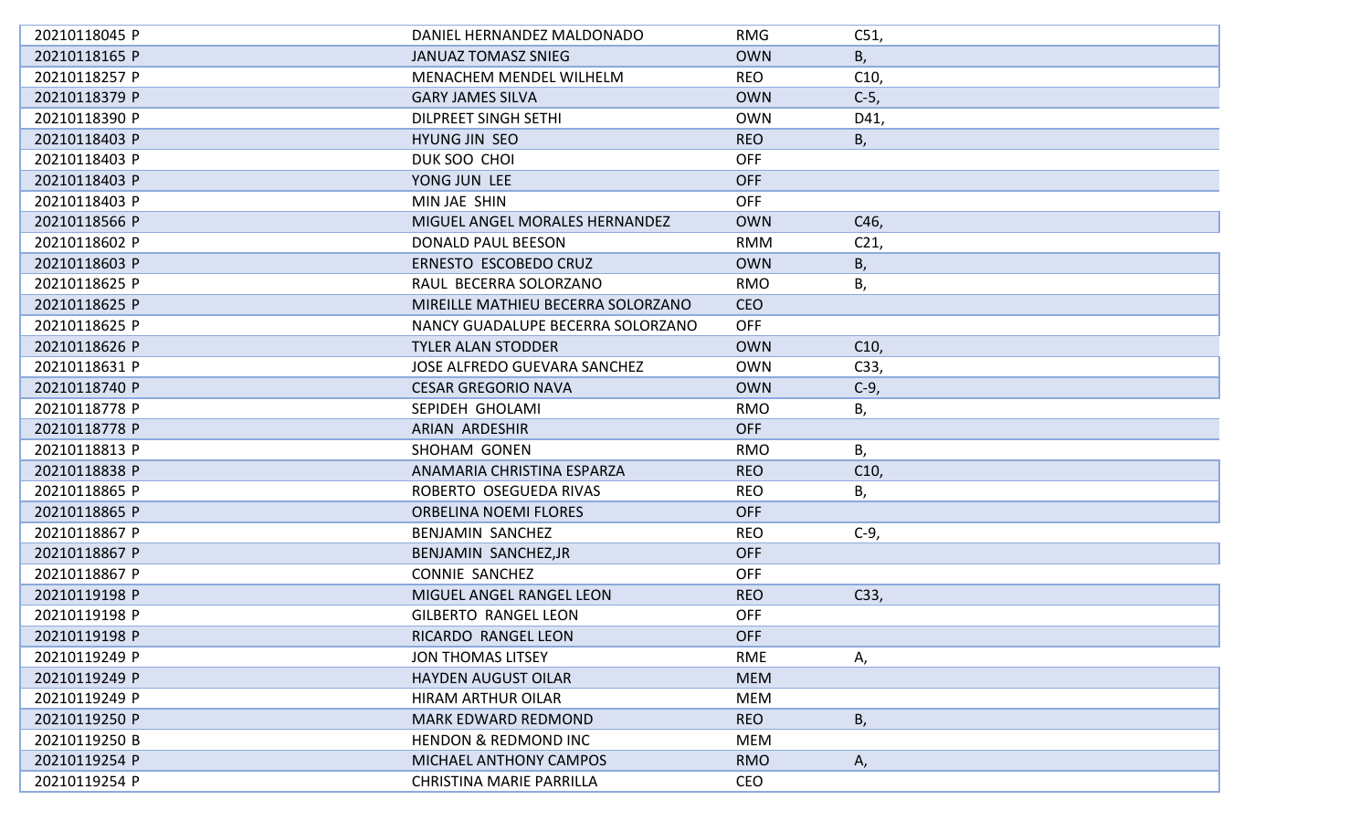| | | | |
|---|---|---|---|
| 20210118045 P | DANIEL HERNANDEZ MALDONADO | RMG | C51, |
| 20210118165 P | JANUAZ TOMASZ SNIEG | OWN | B, |
| 20210118257 P | MENACHEM MENDEL WILHELM | REO | C10, |
| 20210118379 P | GARY JAMES SILVA | OWN | C-5, |
| 20210118390 P | DILPREET SINGH SETHI | OWN | D41, |
| 20210118403 P | HYUNG JIN SEO | REO | B, |
| 20210118403 P | DUK SOO CHOI | OFF | |
| 20210118403 P | YONG JUN LEE | OFF | |
| 20210118403 P | MIN JAE SHIN | OFF | |
| 20210118566 P | MIGUEL ANGEL MORALES HERNANDEZ | OWN | C46, |
| 20210118602 P | DONALD PAUL BEESON | RMM | C21, |
| 20210118603 P | ERNESTO ESCOBEDO CRUZ | OWN | B, |
| 20210118625 P | RAUL BECERRA SOLORZANO | RMO | B, |
| 20210118625 P | MIREILLE MATHIEU BECERRA SOLORZANO | CEO | |
| 20210118625 P | NANCY GUADALUPE BECERRA SOLORZANO | OFF | |
| 20210118626 P | TYLER ALAN STODDER | OWN | C10, |
| 20210118631 P | JOSE ALFREDO GUEVARA SANCHEZ | OWN | C33, |
| 20210118740 P | CESAR GREGORIO NAVA | OWN | C-9, |
| 20210118778 P | SEPIDEH GHOLAMI | RMO | B, |
| 20210118778 P | ARIAN ARDESHIR | OFF | |
| 20210118813 P | SHOHAM GONEN | RMO | B, |
| 20210118838 P | ANAMARIA CHRISTINA ESPARZA | REO | C10, |
| 20210118865 P | ROBERTO OSEGUEDA RIVAS | REO | B, |
| 20210118865 P | ORBELINA NOEMI FLORES | OFF | |
| 20210118867 P | BENJAMIN SANCHEZ | REO | C-9, |
| 20210118867 P | BENJAMIN SANCHEZ,JR | OFF | |
| 20210118867 P | CONNIE SANCHEZ | OFF | |
| 20210119198 P | MIGUEL ANGEL RANGEL LEON | REO | C33, |
| 20210119198 P | GILBERTO RANGEL LEON | OFF | |
| 20210119198 P | RICARDO RANGEL LEON | OFF | |
| 20210119249 P | JON THOMAS LITSEY | RME | A, |
| 20210119249 P | HAYDEN AUGUST OILAR | MEM | |
| 20210119249 P | HIRAM ARTHUR OILAR | MEM | |
| 20210119250 P | MARK EDWARD REDMOND | REO | B, |
| 20210119250 B | HENDON & REDMOND INC | MEM | |
| 20210119254 P | MICHAEL ANTHONY CAMPOS | RMO | A, |
| 20210119254 P | CHRISTINA MARIE PARRILLA | CEO | |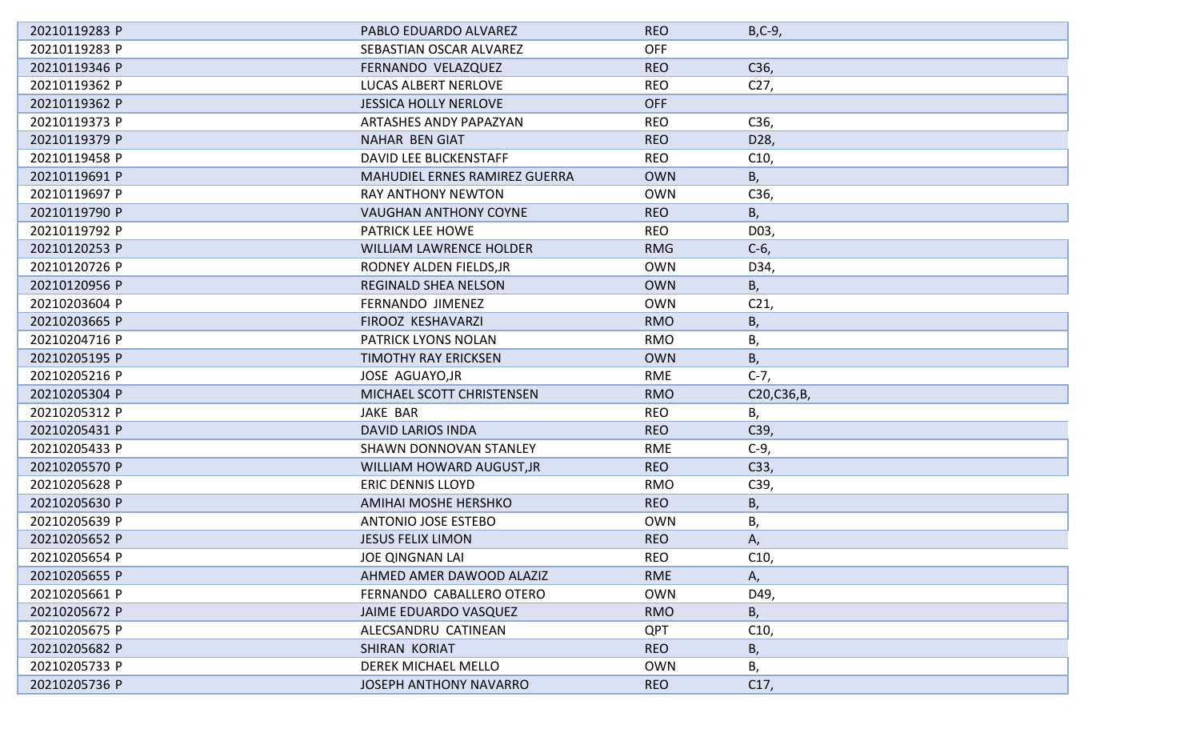| | | | |
|---|---|---|---|
| 20210119283 P | PABLO EDUARDO ALVAREZ | REO | B,C-9, |
| 20210119283 P | SEBASTIAN OSCAR ALVAREZ | OFF | |
| 20210119346 P | FERNANDO VELAZQUEZ | REO | C36, |
| 20210119362 P | LUCAS ALBERT NERLOVE | REO | C27, |
| 20210119362 P | JESSICA HOLLY NERLOVE | OFF | |
| 20210119373 P | ARTASHES ANDY PAPAZYAN | REO | C36, |
| 20210119379 P | NAHAR BEN GIAT | REO | D28, |
| 20210119458 P | DAVID LEE BLICKENSTAFF | REO | C10, |
| 20210119691 P | MAHUDIEL ERNES RAMIREZ GUERRA | OWN | B, |
| 20210119697 P | RAY ANTHONY NEWTON | OWN | C36, |
| 20210119790 P | VAUGHAN ANTHONY COYNE | REO | B, |
| 20210119792 P | PATRICK LEE HOWE | REO | D03, |
| 20210120253 P | WILLIAM LAWRENCE HOLDER | RMG | C-6, |
| 20210120726 P | RODNEY ALDEN FIELDS,JR | OWN | D34, |
| 20210120956 P | REGINALD SHEA NELSON | OWN | B, |
| 20210203604 P | FERNANDO JIMENEZ | OWN | C21, |
| 20210203665 P | FIROOZ KESHAVARZI | RMO | B, |
| 20210204716 P | PATRICK LYONS NOLAN | RMO | B, |
| 20210205195 P | TIMOTHY RAY ERICKSEN | OWN | B, |
| 20210205216 P | JOSE AGUAYO,JR | RME | C-7, |
| 20210205304 P | MICHAEL SCOTT CHRISTENSEN | RMO | C20,C36,B, |
| 20210205312 P | JAKE BAR | REO | B, |
| 20210205431 P | DAVID LARIOS INDA | REO | C39, |
| 20210205433 P | SHAWN DONNOVAN STANLEY | RME | C-9, |
| 20210205570 P | WILLIAM HOWARD AUGUST,JR | REO | C33, |
| 20210205628 P | ERIC DENNIS LLOYD | RMO | C39, |
| 20210205630 P | AMIHAI MOSHE HERSHKO | REO | B, |
| 20210205639 P | ANTONIO JOSE ESTEBO | OWN | B, |
| 20210205652 P | JESUS FELIX LIMON | REO | A, |
| 20210205654 P | JOE QINGNAN LAI | REO | C10, |
| 20210205655 P | AHMED AMER DAWOOD ALAZIZ | RME | A, |
| 20210205661 P | FERNANDO CABALLERO OTERO | OWN | D49, |
| 20210205672 P | JAIME EDUARDO VASQUEZ | RMO | B, |
| 20210205675 P | ALECSANDRU CATINEAN | QPT | C10, |
| 20210205682 P | SHIRAN KORIAT | REO | B, |
| 20210205733 P | DEREK MICHAEL MELLO | OWN | B, |
| 20210205736 P | JOSEPH ANTHONY NAVARRO | REO | C17, |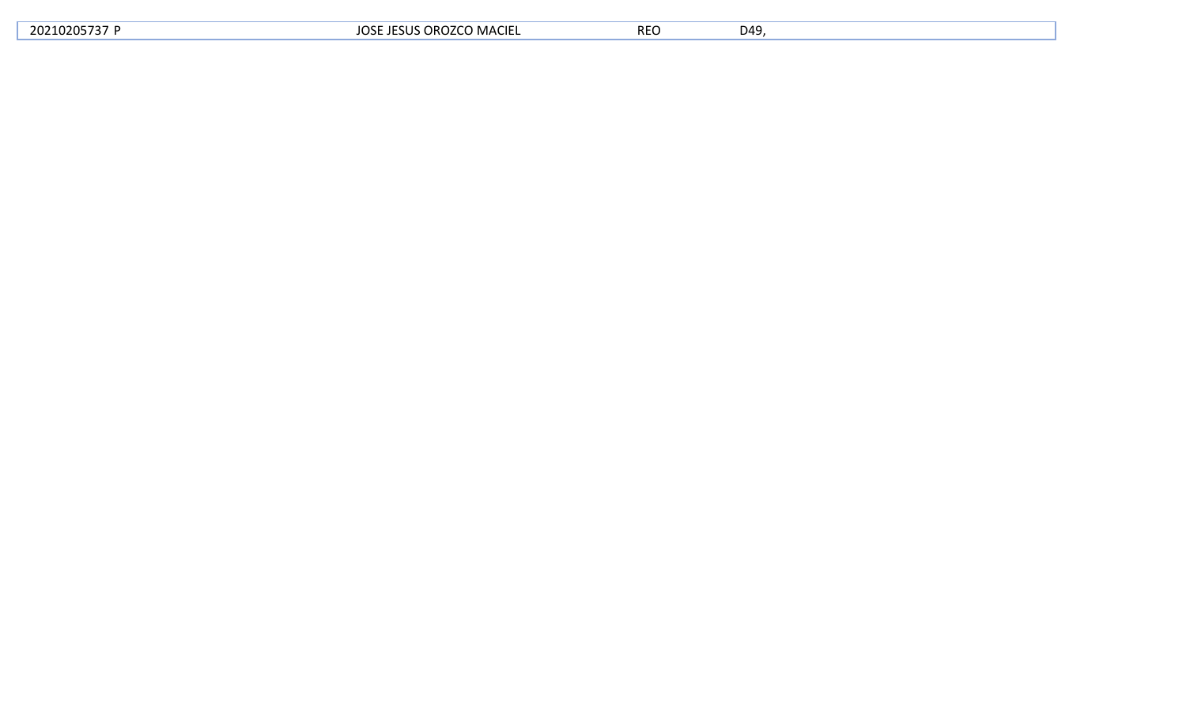| | | | |
|---|---|---|---|
| 20210205737 P | JOSE JESUS OROZCO MACIEL | REO | D49, |